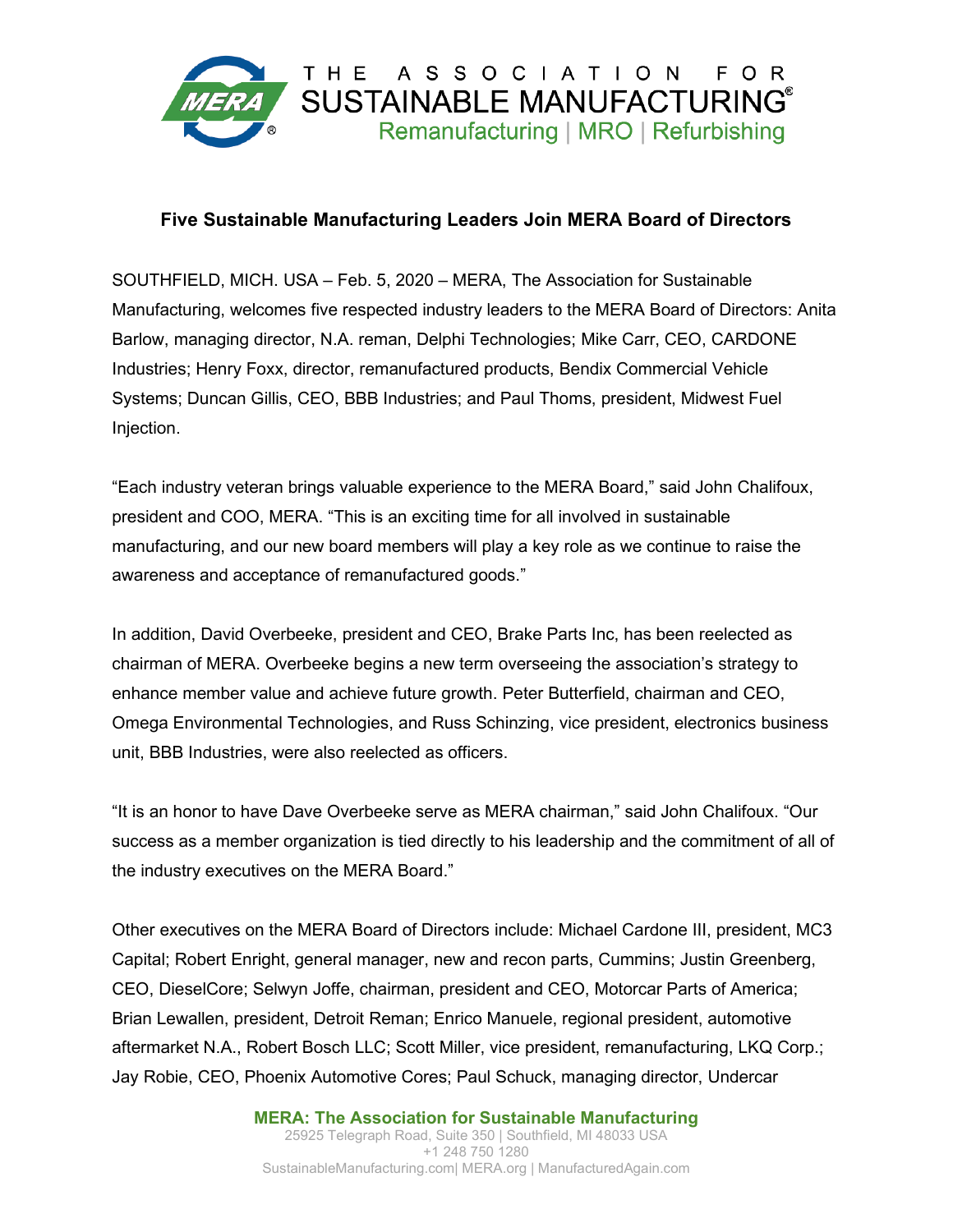THE ASSOCIATION FOR SUSTAINABLE MANUFACTURING®

Remanufacturing | MRO | Refurbishing

## Five Sustainable Manufacturing Leaders Join MERA Board of Directors

SOUTHFIELD, MICH. USA – Feb. 5, 2020 – MERA, The Association for Sustainable Manufacturing, welcomes five respected industry leaders to the MERA Board of Directors: Anita Barlow, managing director, N.A. reman, Delphi Technologies; Mike Carr, CEO, CARDONE Industries; Henry Foxx, director, remanufactured products, Bendix Commercial Vehicle Systems; Duncan Gillis, CEO, BBB Industries; and Paul Thoms, president, Midwest Fuel Injection.

"Each industry veteran brings valuable experience to the MERA Board," said John Chalifoux, president and COO, MERA. "This is an exciting time for all involved in sustainable manufacturing, and our new board members will play a key role as we continue to raise the awareness and acceptance of remanufactured goods."

In addition, David Overbeeke, president and CEO, Brake Parts Inc, has been reelected as chairman of MERA. Overbeeke begins a new term overseeing the association's strategy to enhance member value and achieve future growth. Peter Butterfield, chairman and CEO, Omega Environmental Technologies, and Russ Schinzing, vice president, electronics business unit, BBB Industries, were also reelected as officers.

"It is an honor to have Dave Overbeeke serve as MERA chairman," said John Chalifoux. "Our success as a member organization is tied directly to his leadership and the commitment of all of the industry executives on the MERA Board."

Other executives on the MERA Board of Directors include: Michael Cardone III, president, MC3 Capital; Robert Enright, general manager, new and recon parts, Cummins; Justin Greenberg, CEO, DieselCore; Selwyn Joffe, chairman, president and CEO, Motorcar Parts of America; Brian Lewallen, president, Detroit Reman; Enrico Manuele, regional president, automotive aftermarket N.A., Robert Bosch LLC; Scott Miller, vice president, remanufacturing, LKQ Corp.; Jay Robie, CEO, Phoenix Automotive Cores; Paul Schuck, managing director, Undercar

**MERA: The Association for Sustainable Manufacturing**
25925 Telegraph Road, Suite 350 | Southfield, MI 48033 USA
+1 248 750 1280
SustainableManufacturing.com| MERA.org | ManufacturedAgain.com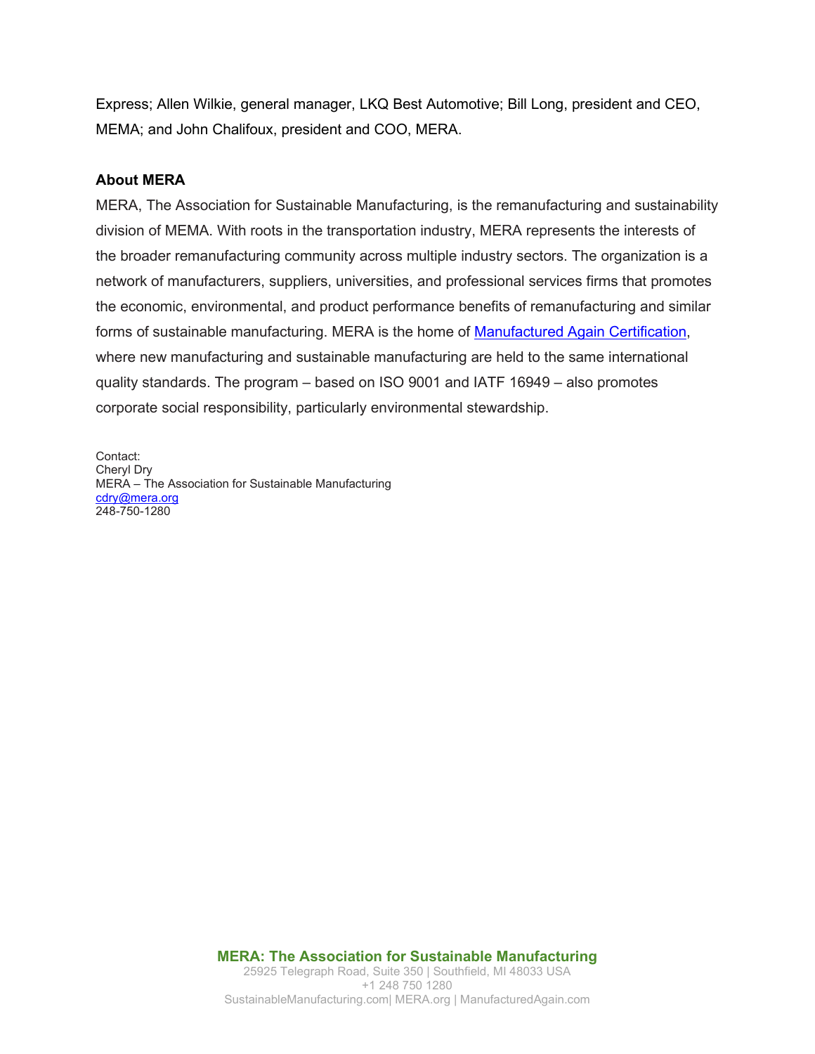Express; Allen Wilkie, general manager, LKQ Best Automotive; Bill Long, president and CEO, MEMA; and John Chalifoux, president and COO, MERA.

**About MERA**

MERA, The Association for Sustainable Manufacturing, is the remanufacturing and sustainability division of MEMA. With roots in the transportation industry, MERA represents the interests of the broader remanufacturing community across multiple industry sectors. The organization is a network of manufacturers, suppliers, universities, and professional services firms that promotes the economic, environmental, and product performance benefits of remanufacturing and similar forms of sustainable manufacturing. MERA is the home of [Manufactured Again Certification](), where new manufacturing and sustainable manufacturing are held to the same international quality standards. The program – based on ISO 9001 and IATF 16949 – also promotes corporate social responsibility, particularly environmental stewardship.

Contact:
Cheryl Dry
MERA – The Association for Sustainable Manufacturing
cdry@mera.org
248-750-1280

**MERA: The Association for Sustainable Manufacturing**
25925 Telegraph Road, Suite 350 | Southfield, MI 48033 USA
+1 248 750 1280
SustainableManufacturing.com| MERA.org | ManufacturedAgain.com